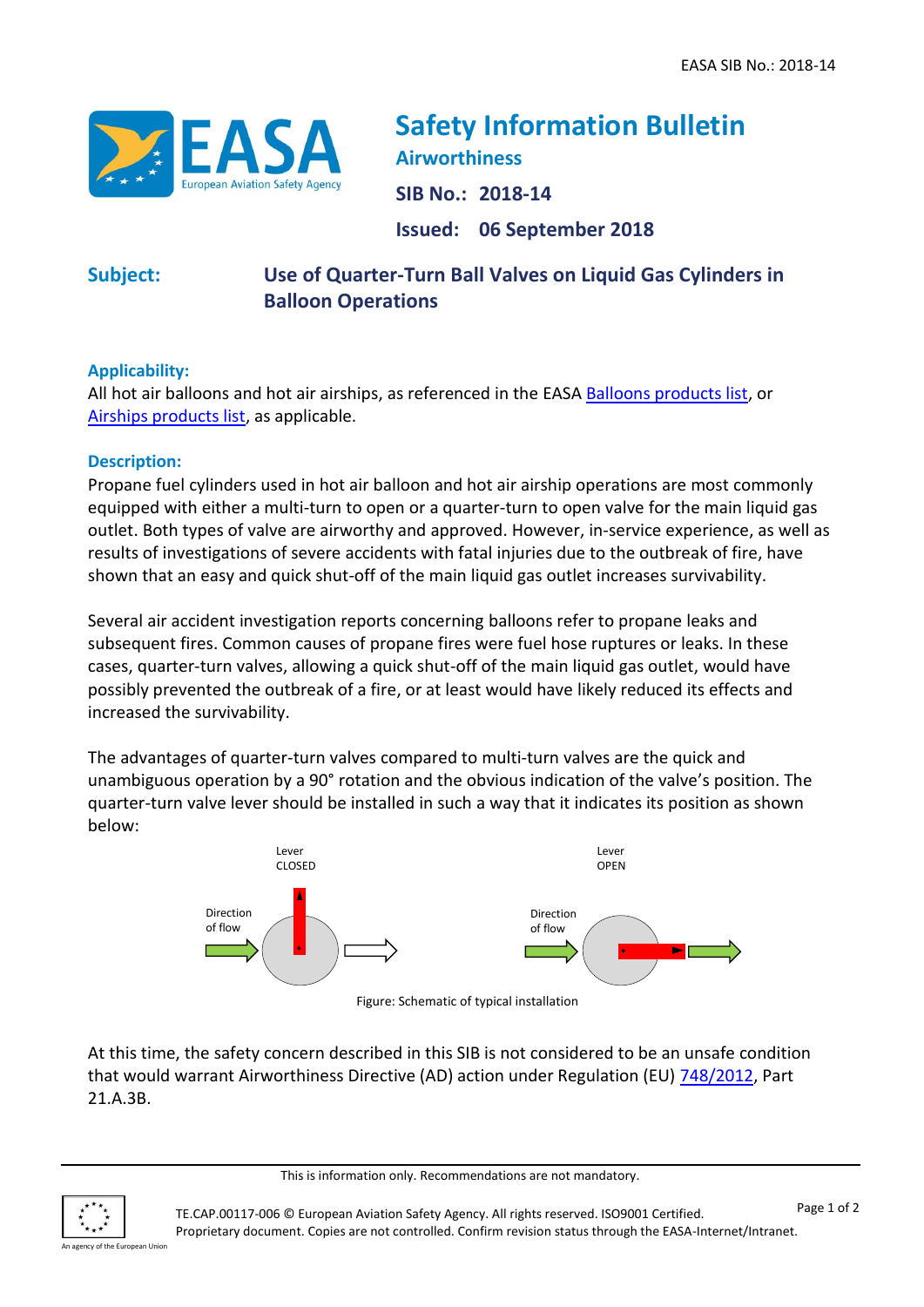# Safety Information Bulletin

**Airworthiness**

**SIB No.:** 2018-14

**Issued:** 06 September 2018

**Subject:** Use of Quarter-Turn Ball Valves on Liquid Gas Cylinders in Balloon Operations

## Applicability:

All hot air balloons and hot air airships, as referenced in the EASA Balloons products list, or Airships products list, as applicable.

## Description:

Propane fuel cylinders used in hot air balloon and hot air airship operations are most commonly equipped with either a multi-turn to open or a quarter-turn to open valve for the main liquid gas outlet. Both types of valve are airworthy and approved. However, in-service experience, as well as results of investigations of severe accidents with fatal injuries due to the outbreak of fire, have shown that an easy and quick shut-off of the main liquid gas outlet increases survivability.

Several air accident investigation reports concerning balloons refer to propane leaks and subsequent fires. Common causes of propane fires were fuel hose ruptures or leaks. In these cases, quarter-turn valves, allowing a quick shut-off of the main liquid gas outlet, would have possibly prevented the outbreak of a fire, or at least would have likely reduced its effects and increased the survivability.

The advantages of quarter-turn valves compared to multi-turn valves are the quick and unambiguous operation by a 90° rotation and the obvious indication of the valve's position. The quarter-turn valve lever should be installed in such a way that it indicates its position as shown below:

Lever CLOSED — Direction of flow

Lever OPEN — Direction of flow

Figure: Schematic of typical installation

At this time, the safety concern described in this SIB is not considered to be an unsafe condition that would warrant Airworthiness Directive (AD) action under Regulation (EU) 748/2012, Part 21.A.3B.

This is information only. Recommendations are not mandatory.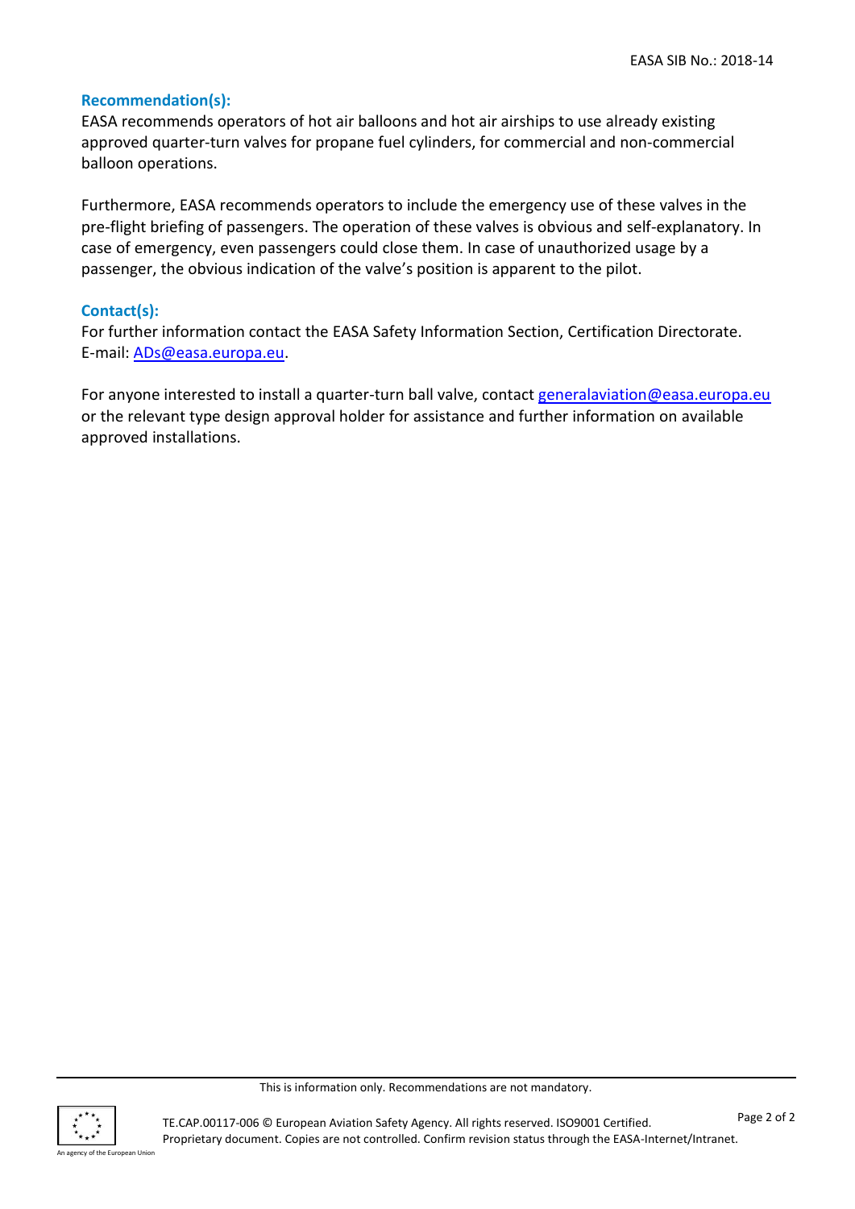## Recommendation(s):

EASA recommends operators of hot air balloons and hot air airships to use already existing approved quarter-turn valves for propane fuel cylinders, for commercial and non-commercial balloon operations.

Furthermore, EASA recommends operators to include the emergency use of these valves in the pre-flight briefing of passengers. The operation of these valves is obvious and self-explanatory. In case of emergency, even passengers could close them. In case of unauthorized usage by a passenger, the obvious indication of the valve's position is apparent to the pilot.

## Contact(s):

For further information contact the EASA Safety Information Section, Certification Directorate.
E-mail: ADs@easa.europa.eu.

For anyone interested to install a quarter-turn ball valve, contact generalaviation@easa.europa.eu or the relevant type design approval holder for assistance and further information on available approved installations.

This is information only. Recommendations are not mandatory.